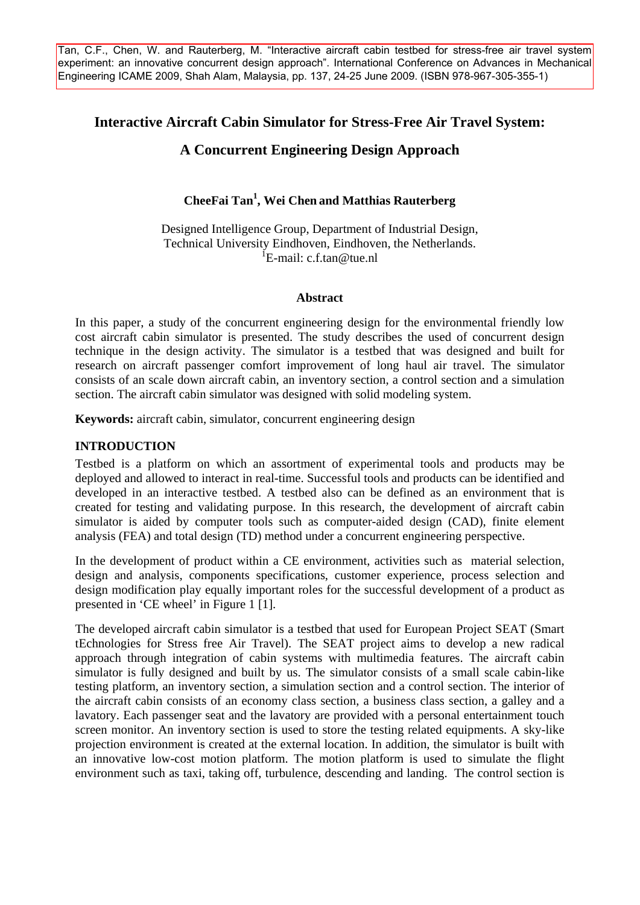Tan, C.F., Chen, W. and Rauterberg, M. "Interactive aircraft cabin testbed for stress-free air travel system experiment: an innovative concurrent design approach". International Conference on Advances in Mechanical Engineering ICAME 2009, Shah Alam, Malaysia, pp. 137, 24-25 June 2009. (ISBN 978-967-305-355-1)

# Interactive Aircraft Cabin Simulator for Stress-Free Air Travel System: A Concurrent Engineering Design Approach

**CheeFai Tan[1], Wei Chen and Matthias Rauterberg**

Designed Intelligence Group, Department of Industrial Design,
Technical University Eindhoven, Eindhoven, the Netherlands.
[1]E-mail: c.f.tan@tue.nl

## Abstract

In this paper, a study of the concurrent engineering design for the environmental friendly low cost aircraft cabin simulator is presented. The study describes the used of concurrent design technique in the design activity. The simulator is a testbed that was designed and built for research on aircraft passenger comfort improvement of long haul air travel. The simulator consists of an scale down aircraft cabin, an inventory section, a control section and a simulation section. The aircraft cabin simulator was designed with solid modeling system.

**Keywords:** aircraft cabin, simulator, concurrent engineering design

## INTRODUCTION

Testbed is a platform on which an assortment of experimental tools and products may be deployed and allowed to interact in real-time. Successful tools and products can be identified and developed in an interactive testbed. A testbed also can be defined as an environment that is created for testing and validating purpose. In this research, the development of aircraft cabin simulator is aided by computer tools such as computer-aided design (CAD), finite element analysis (FEA) and total design (TD) method under a concurrent engineering perspective.

In the development of product within a CE environment, activities such as material selection, design and analysis, components specifications, customer experience, process selection and design modification play equally important roles for the successful development of a product as presented in 'CE wheel' in Figure 1 [1].

The developed aircraft cabin simulator is a testbed that used for European Project SEAT (Smart tEchnologies for Stress free Air Travel). The SEAT project aims to develop a new radical approach through integration of cabin systems with multimedia features. The aircraft cabin simulator is fully designed and built by us. The simulator consists of a small scale cabin-like testing platform, an inventory section, a simulation section and a control section. The interior of the aircraft cabin consists of an economy class section, a business class section, a galley and a lavatory. Each passenger seat and the lavatory are provided with a personal entertainment touch screen monitor. An inventory section is used to store the testing related equipments. A sky-like projection environment is created at the external location. In addition, the simulator is built with an innovative low-cost motion platform. The motion platform is used to simulate the flight environment such as taxi, taking off, turbulence, descending and landing. The control section is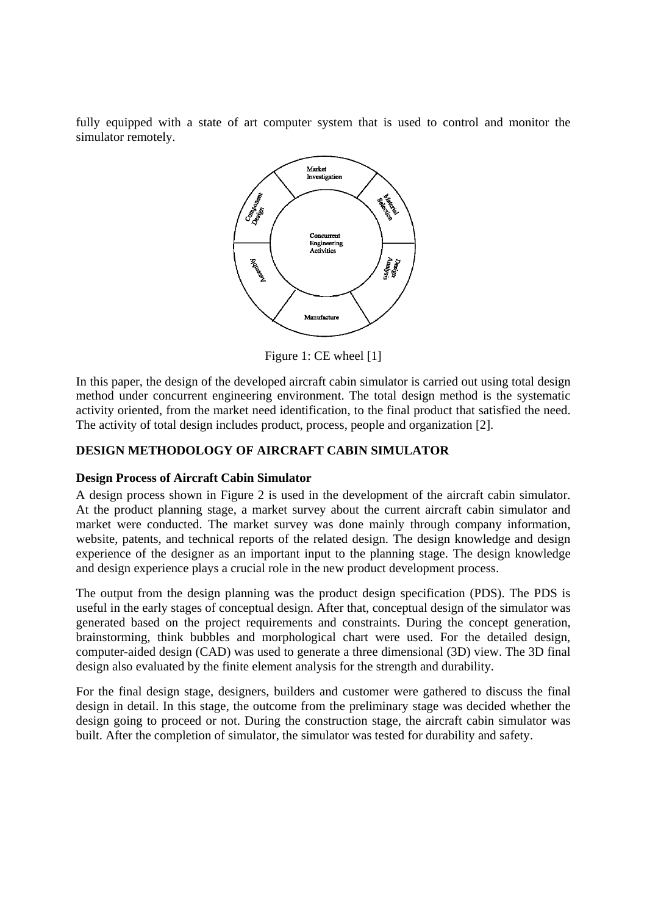fully equipped with a state of art computer system that is used to control and monitor the simulator remotely.

Figure 1: CE wheel [1]

In this paper, the design of the developed aircraft cabin simulator is carried out using total design method under concurrent engineering environment. The total design method is the systematic activity oriented, from the market need identification, to the final product that satisfied the need. The activity of total design includes product, process, people and organization [2].

## DESIGN METHODOLOGY OF AIRCRAFT CABIN SIMULATOR

### Design Process of Aircraft Cabin Simulator

A design process shown in Figure 2 is used in the development of the aircraft cabin simulator. At the product planning stage, a market survey about the current aircraft cabin simulator and market were conducted. The market survey was done mainly through company information, website, patents, and technical reports of the related design. The design knowledge and design experience of the designer as an important input to the planning stage. The design knowledge and design experience plays a crucial role in the new product development process.

The output from the design planning was the product design specification (PDS). The PDS is useful in the early stages of conceptual design. After that, conceptual design of the simulator was generated based on the project requirements and constraints. During the concept generation, brainstorming, think bubbles and morphological chart were used. For the detailed design, computer-aided design (CAD) was used to generate a three dimensional (3D) view. The 3D final design also evaluated by the finite element analysis for the strength and durability.

For the final design stage, designers, builders and customer were gathered to discuss the final design in detail. In this stage, the outcome from the preliminary stage was decided whether the design going to proceed or not. During the construction stage, the aircraft cabin simulator was built. After the completion of simulator, the simulator was tested for durability and safety.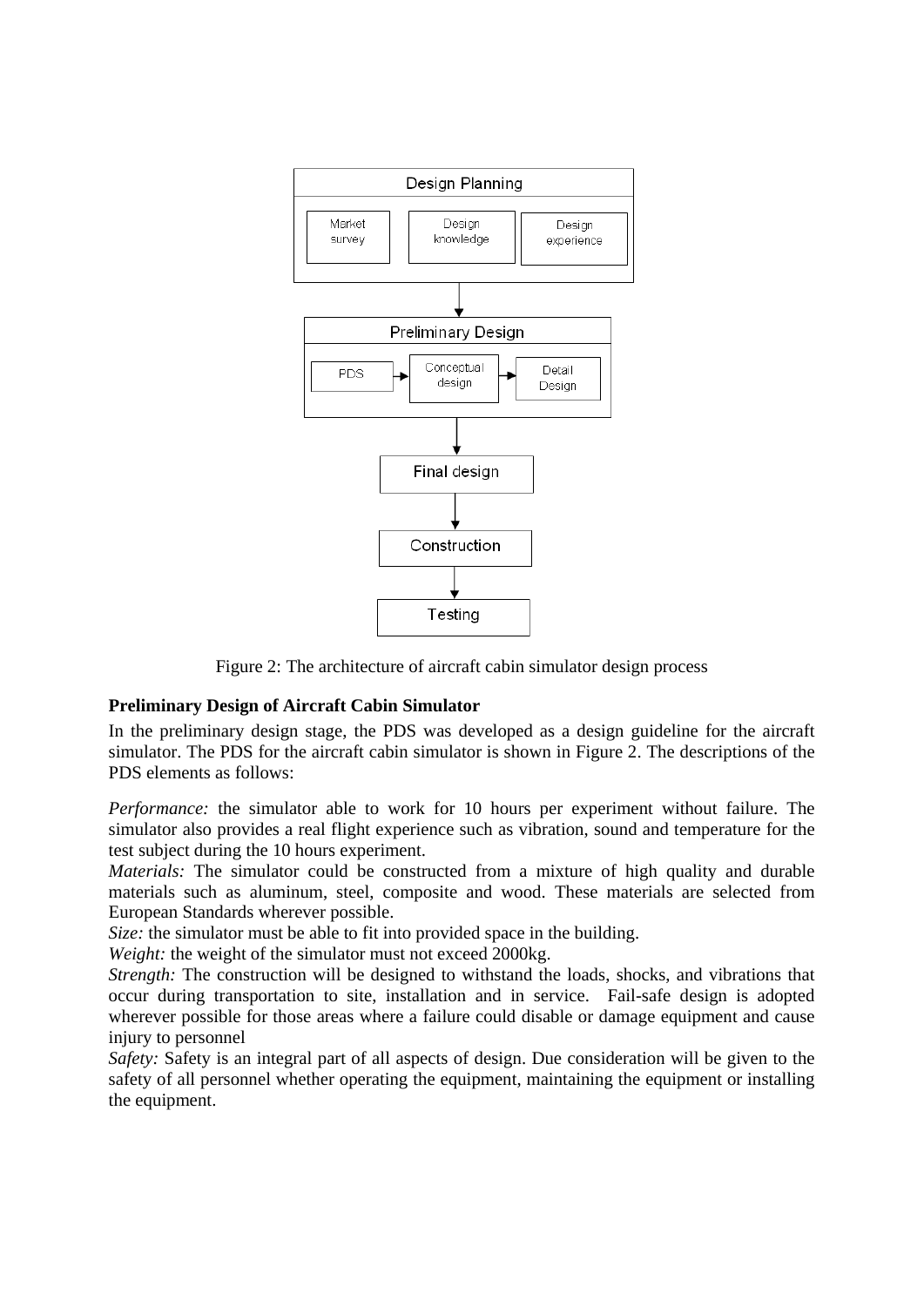Design Planning

Market survey | Design knowledge | Design experience

↓

Preliminary Design

PDS → Conceptual design → Detail Design

↓

Final design

↓

Construction

↓

Testing

Figure 2: The architecture of aircraft cabin simulator design process

**Preliminary Design of Aircraft Cabin Simulator**

In the preliminary design stage, the PDS was developed as a design guideline for the aircraft simulator. The PDS for the aircraft cabin simulator is shown in Figure 2. The descriptions of the PDS elements as follows:

*Performance:* the simulator able to work for 10 hours per experiment without failure. The simulator also provides a real flight experience such as vibration, sound and temperature for the test subject during the 10 hours experiment.

*Materials:* The simulator could be constructed from a mixture of high quality and durable materials such as aluminum, steel, composite and wood. These materials are selected from European Standards wherever possible.

*Size:* the simulator must be able to fit into provided space in the building.

*Weight:* the weight of the simulator must not exceed 2000kg.

*Strength:* The construction will be designed to withstand the loads, shocks, and vibrations that occur during transportation to site, installation and in service. Fail-safe design is adopted wherever possible for those areas where a failure could disable or damage equipment and cause injury to personnel

*Safety:* Safety is an integral part of all aspects of design. Due consideration will be given to the safety of all personnel whether operating the equipment, maintaining the equipment or installing the equipment.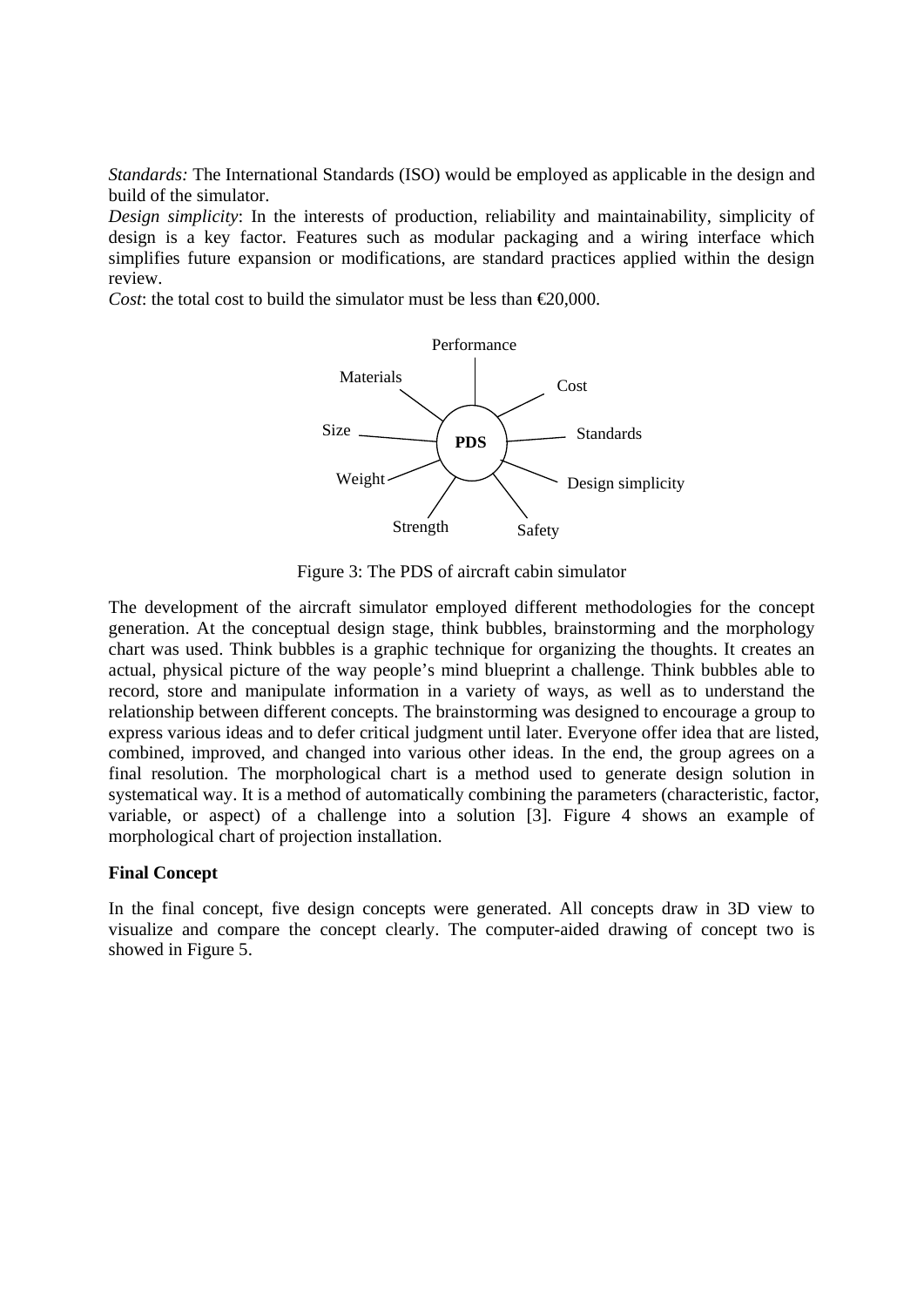*Standards:* The International Standards (ISO) would be employed as applicable in the design and build of the simulator.

*Design simplicity*: In the interests of production, reliability and maintainability, simplicity of design is a key factor. Features such as modular packaging and a wiring interface which simplifies future expansion or modifications, are standard practices applied within the design review.

*Cost*: the total cost to build the simulator must be less than €20,000.

Figure 3: The PDS of aircraft cabin simulator

The development of the aircraft simulator employed different methodologies for the concept generation. At the conceptual design stage, think bubbles, brainstorming and the morphology chart was used. Think bubbles is a graphic technique for organizing the thoughts. It creates an actual, physical picture of the way people's mind blueprint a challenge. Think bubbles able to record, store and manipulate information in a variety of ways, as well as to understand the relationship between different concepts. The brainstorming was designed to encourage a group to express various ideas and to defer critical judgment until later. Everyone offer idea that are listed, combined, improved, and changed into various other ideas. In the end, the group agrees on a final resolution. The morphological chart is a method used to generate design solution in systematical way. It is a method of automatically combining the parameters (characteristic, factor, variable, or aspect) of a challenge into a solution [3]. Figure 4 shows an example of morphological chart of projection installation.

**Final Concept**

In the final concept, five design concepts were generated. All concepts draw in 3D view to visualize and compare the concept clearly. The computer-aided drawing of concept two is showed in Figure 5.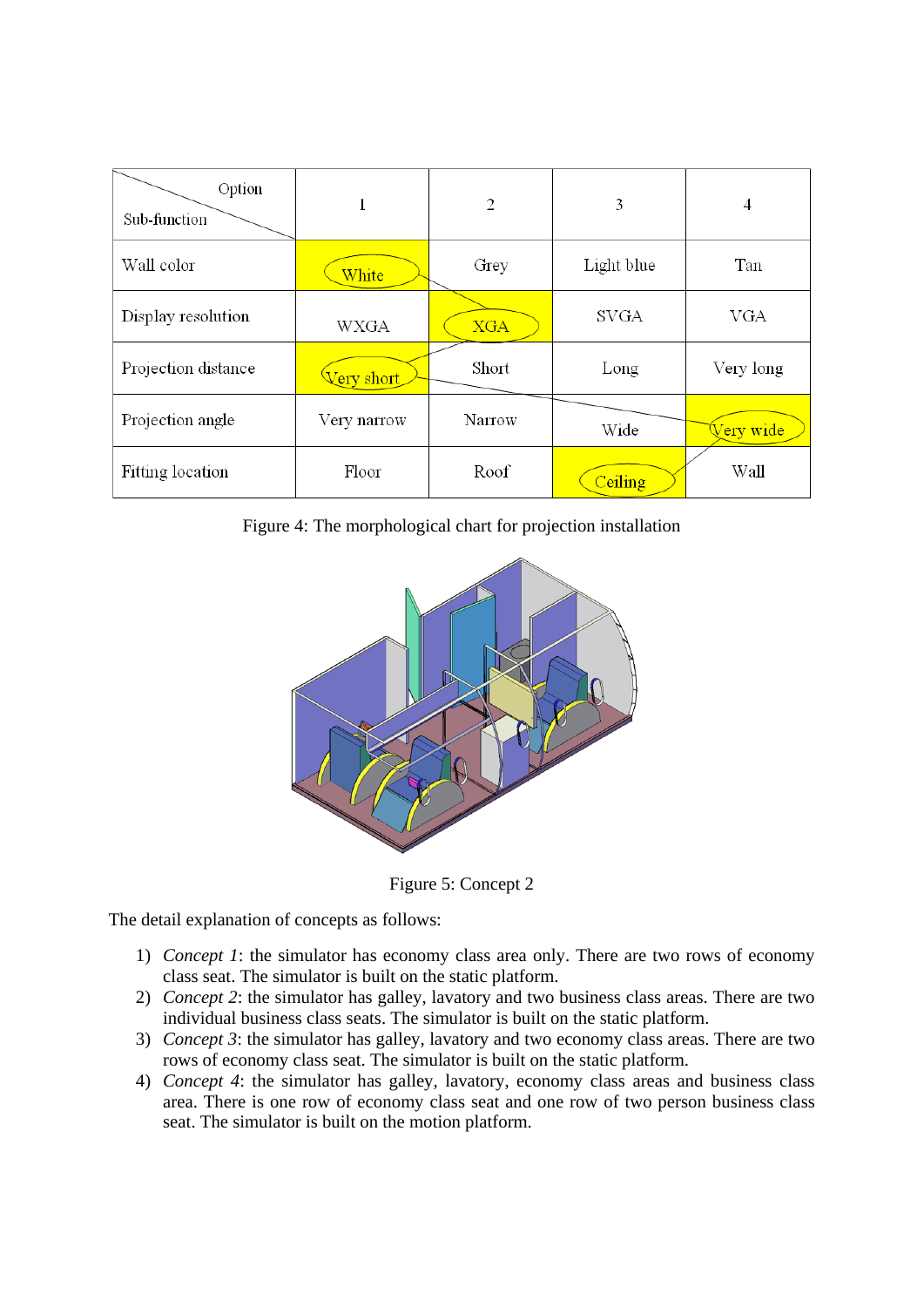| Option / Sub-function | 1 | 2 | 3 | 4 |
|---|---|---|---|---|
| Wall color | White | Grey | Light blue | Tan |
| Display resolution | WXGA | XGA | SVGA | VGA |
| Projection distance | Very short | Short | Long | Very long |
| Projection angle | Very narrow | Narrow | Wide | Very wide |
| Fitting location | Floor | Roof | Ceiling | Wall |

Figure 4: The morphological chart for projection installation

Figure 5: Concept 2

The detail explanation of concepts as follows:

1) *Concept 1*: the simulator has economy class area only. There are two rows of economy class seat. The simulator is built on the static platform.
2) *Concept 2*: the simulator has galley, lavatory and two business class areas. There are two individual business class seats. The simulator is built on the static platform.
3) *Concept 3*: the simulator has galley, lavatory and two economy class areas. There are two rows of economy class seat. The simulator is built on the static platform.
4) *Concept 4*: the simulator has galley, lavatory, economy class areas and business class area. There is one row of economy class seat and one row of two person business class seat. The simulator is built on the motion platform.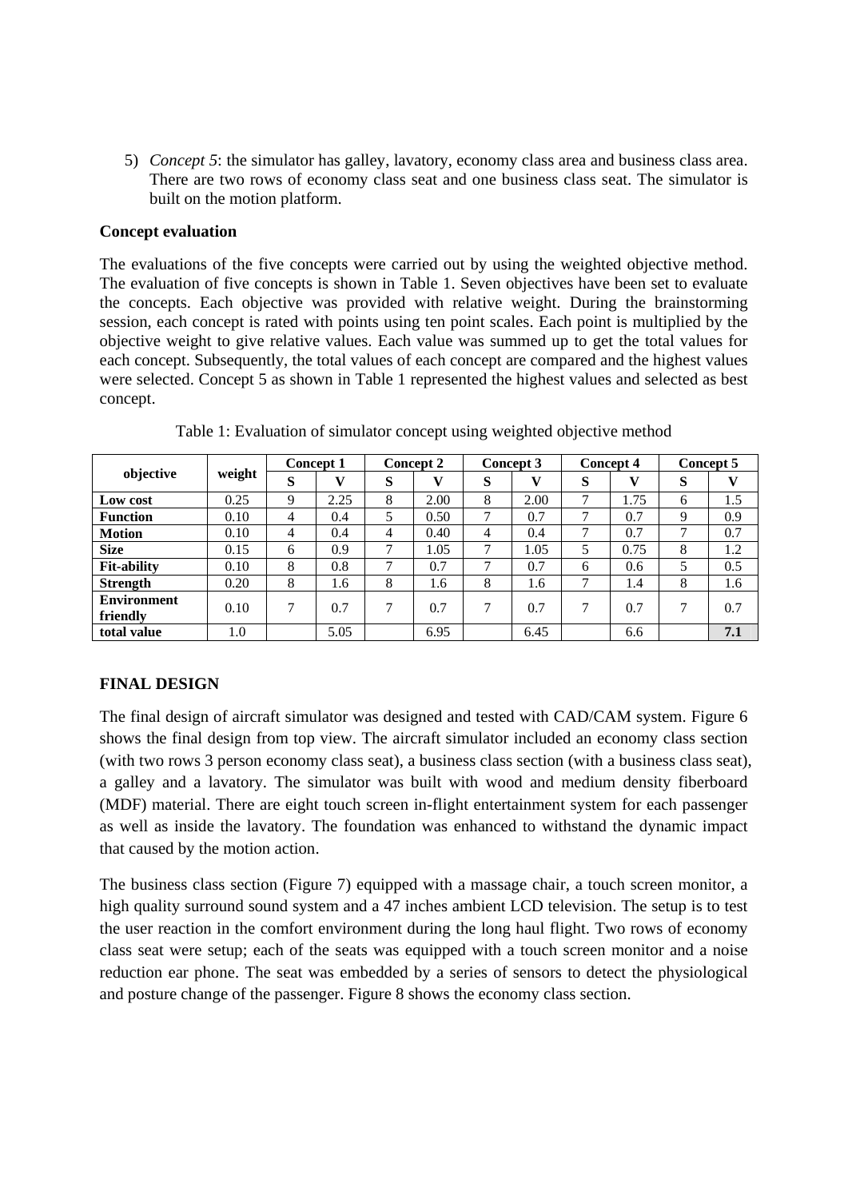5) *Concept 5*: the simulator has galley, lavatory, economy class area and business class area. There are two rows of economy class seat and one business class seat. The simulator is built on the motion platform.

**Concept evaluation**

The evaluations of the five concepts were carried out by using the weighted objective method. The evaluation of five concepts is shown in Table 1. Seven objectives have been set to evaluate the concepts. Each objective was provided with relative weight. During the brainstorming session, each concept is rated with points using ten point scales. Each point is multiplied by the objective weight to give relative values. Each value was summed up to get the total values for each concept. Subsequently, the total values of each concept are compared and the highest values were selected. Concept 5 as shown in Table 1 represented the highest values and selected as best concept.

Table 1: Evaluation of simulator concept using weighted objective method

| objective | weight | Concept 1 | | Concept 2 | | Concept 3 | | Concept 4 | | Concept 5 | |
|---|---|---|---|---|---|---|---|---|---|---|---|
| | | S | V | S | V | S | V | S | V | S | V |
| **Low cost** | 0.25 | 9 | 2.25 | 8 | 2.00 | 8 | 2.00 | 7 | 1.75 | 6 | 1.5 |
| **Function** | 0.10 | 4 | 0.4 | 5 | 0.50 | 7 | 0.7 | 7 | 0.7 | 9 | 0.9 |
| **Motion** | 0.10 | 4 | 0.4 | 4 | 0.40 | 4 | 0.4 | 7 | 0.7 | 7 | 0.7 |
| **Size** | 0.15 | 6 | 0.9 | 7 | 1.05 | 7 | 1.05 | 5 | 0.75 | 8 | 1.2 |
| **Fit-ability** | 0.10 | 8 | 0.8 | 7 | 0.7 | 7 | 0.7 | 6 | 0.6 | 5 | 0.5 |
| **Strength** | 0.20 | 8 | 1.6 | 8 | 1.6 | 8 | 1.6 | 7 | 1.4 | 8 | 1.6 |
| **Environment friendly** | 0.10 | 7 | 0.7 | 7 | 0.7 | 7 | 0.7 | 7 | 0.7 | 7 | 0.7 |
| **total value** | 1.0 | | 5.05 | | 6.95 | | 6.45 | | 6.6 | | **7.1** |

**FINAL DESIGN**

The final design of aircraft simulator was designed and tested with CAD/CAM system. Figure 6 shows the final design from top view. The aircraft simulator included an economy class section (with two rows 3 person economy class seat), a business class section (with a business class seat), a galley and a lavatory. The simulator was built with wood and medium density fiberboard (MDF) material. There are eight touch screen in-flight entertainment system for each passenger as well as inside the lavatory. The foundation was enhanced to withstand the dynamic impact that caused by the motion action.

The business class section (Figure 7) equipped with a massage chair, a touch screen monitor, a high quality surround sound system and a 47 inches ambient LCD television. The setup is to test the user reaction in the comfort environment during the long haul flight. Two rows of economy class seat were setup; each of the seats was equipped with a touch screen monitor and a noise reduction ear phone. The seat was embedded by a series of sensors to detect the physiological and posture change of the passenger. Figure 8 shows the economy class section.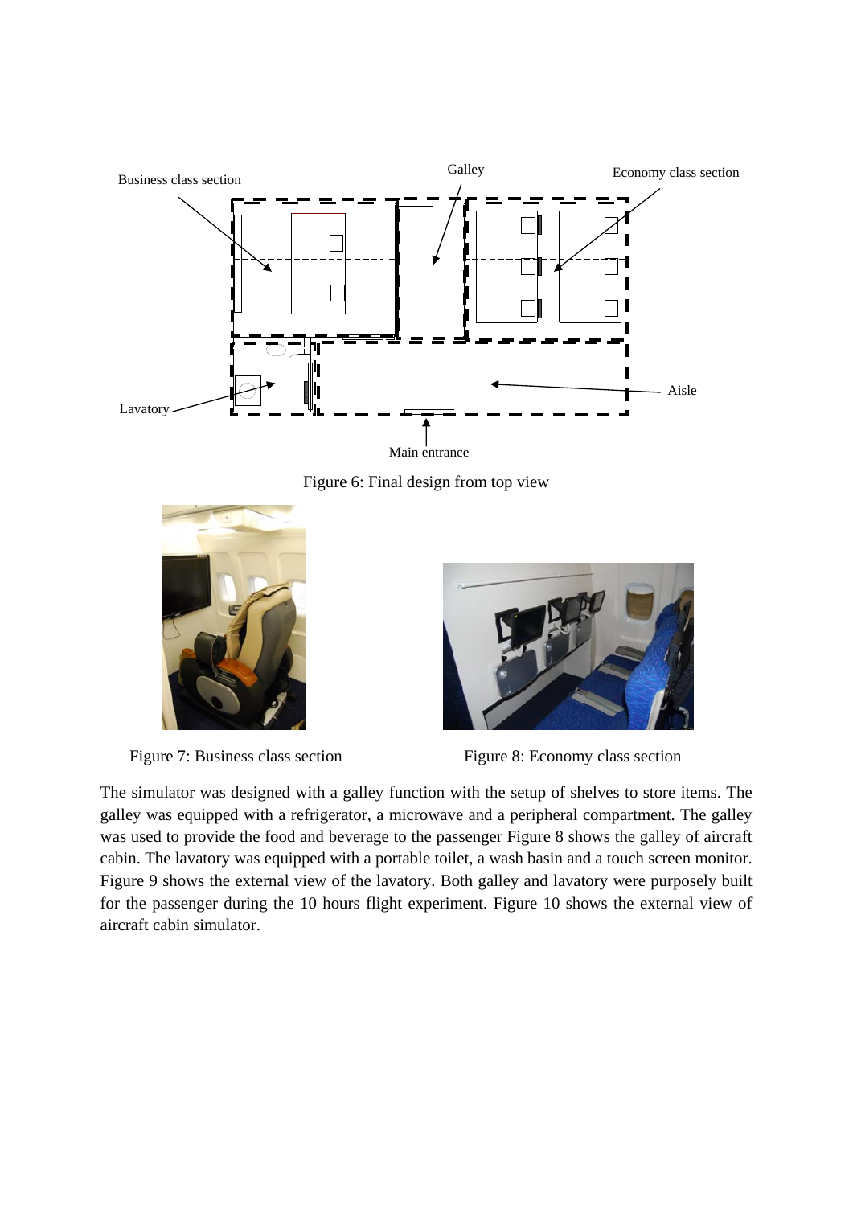Figure 6: Final design from top view

Figure 7: Business class section

Figure 8: Economy class section

The simulator was designed with a galley function with the setup of shelves to store items. The galley was equipped with a refrigerator, a microwave and a peripheral compartment. The galley was used to provide the food and beverage to the passenger Figure 8 shows the galley of aircraft cabin. The lavatory was equipped with a portable toilet, a wash basin and a touch screen monitor. Figure 9 shows the external view of the lavatory. Both galley and lavatory were purposely built for the passenger during the 10 hours flight experiment. Figure 10 shows the external view of aircraft cabin simulator.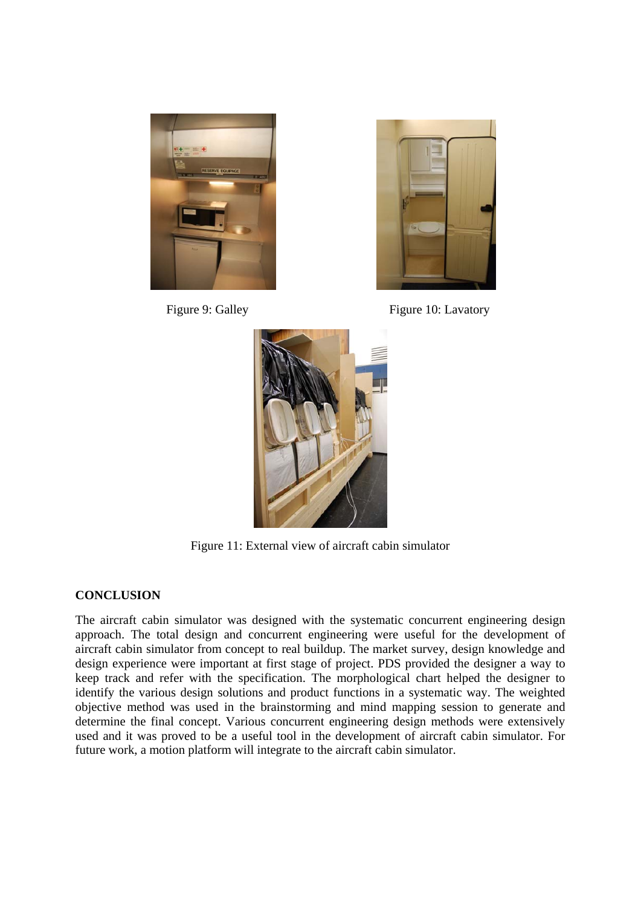Figure 9: Galley

Figure 10: Lavatory

Figure 11: External view of aircraft cabin simulator

## CONCLUSION

The aircraft cabin simulator was designed with the systematic concurrent engineering design approach. The total design and concurrent engineering were useful for the development of aircraft cabin simulator from concept to real buildup. The market survey, design knowledge and design experience were important at first stage of project. PDS provided the designer a way to keep track and refer with the specification. The morphological chart helped the designer to identify the various design solutions and product functions in a systematic way. The weighted objective method was used in the brainstorming and mind mapping session to generate and determine the final concept. Various concurrent engineering design methods were extensively used and it was proved to be a useful tool in the development of aircraft cabin simulator. For future work, a motion platform will integrate to the aircraft cabin simulator.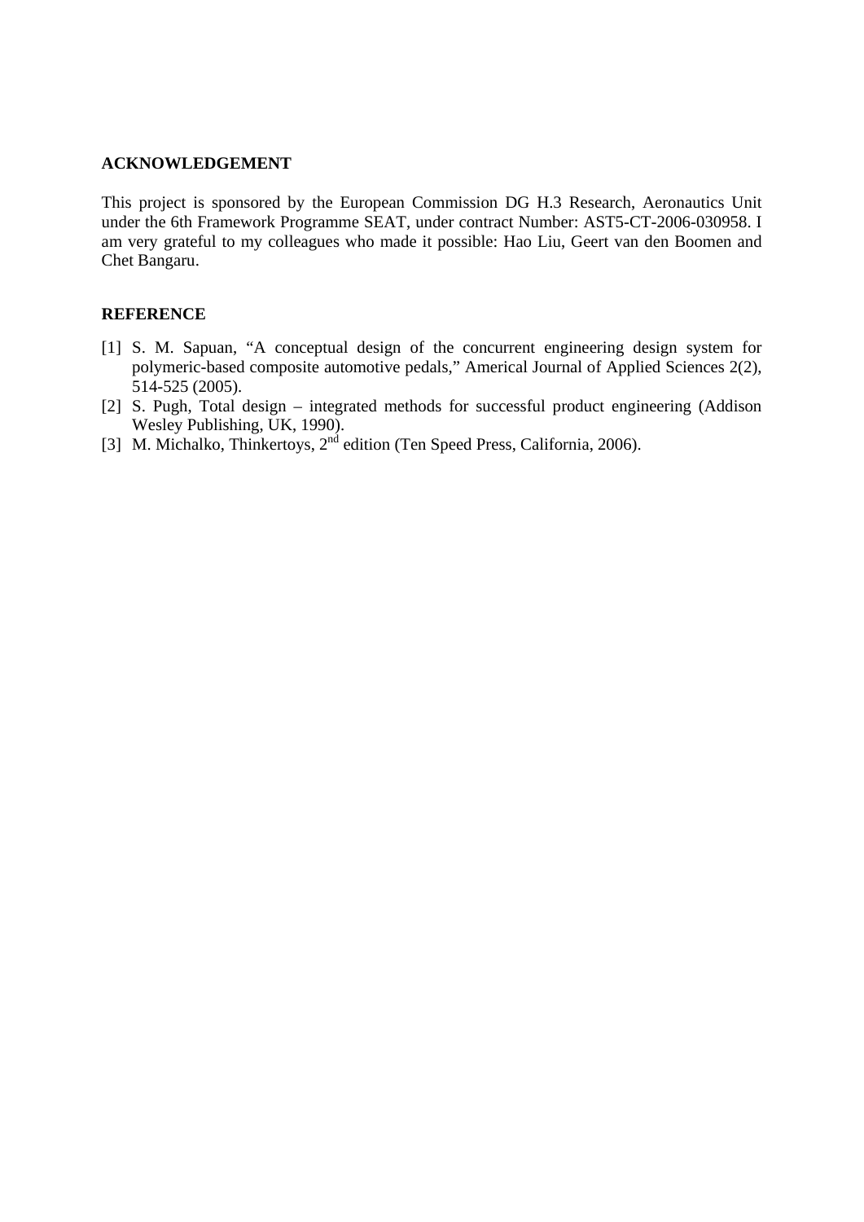## ACKNOWLEDGEMENT

This project is sponsored by the European Commission DG H.3 Research, Aeronautics Unit under the 6th Framework Programme SEAT, under contract Number: AST5-CT-2006-030958. I am very grateful to my colleagues who made it possible: Hao Liu, Geert van den Boomen and Chet Bangaru.

## REFERENCE

[1] S. M. Sapuan, "A conceptual design of the concurrent engineering design system for polymeric-based composite automotive pedals," Americal Journal of Applied Sciences 2(2), 514-525 (2005).

[2] S. Pugh, Total design – integrated methods for successful product engineering (Addison Wesley Publishing, UK, 1990).

[3] M. Michalko, Thinkertoys, 2nd edition (Ten Speed Press, California, 2006).